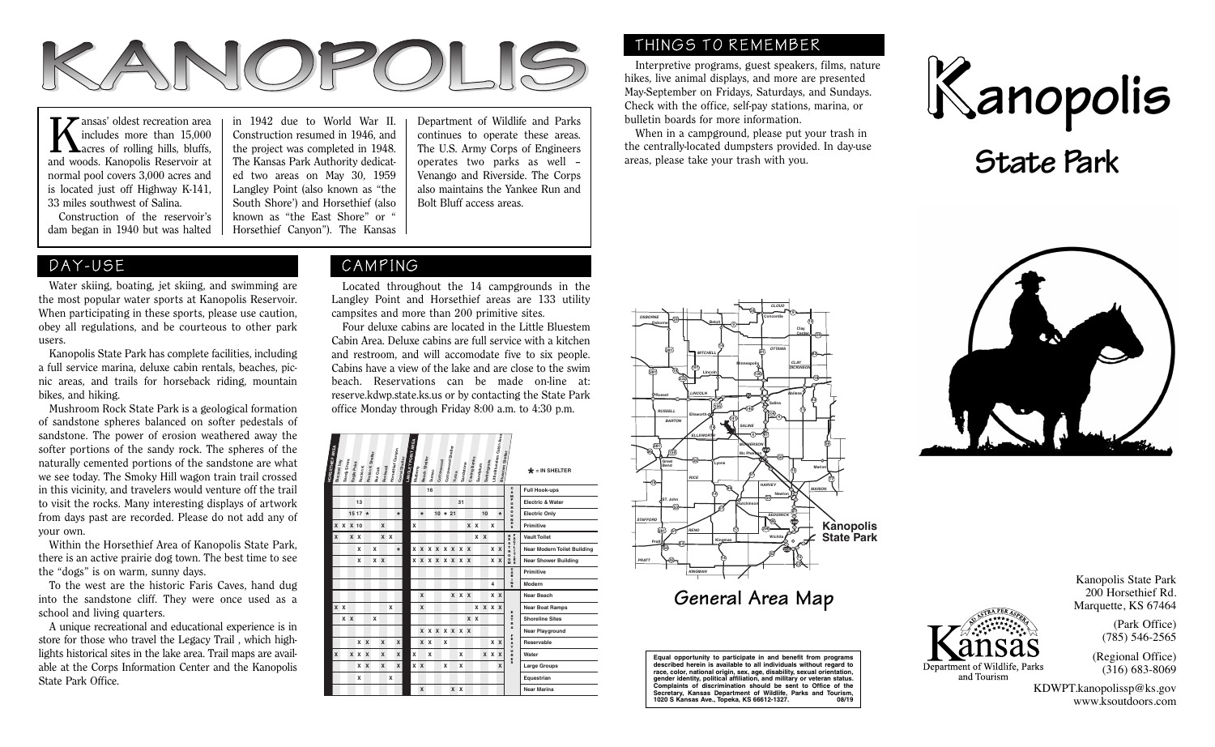# KANOPOLIS

Kansas' oldest recreation area includes more than 15,000 acres of rolling hills, bluffs, and woods. Kanopolis Reservoir at normal pool covers 3,000 acres and is located just off Highway K-141, 33 miles southwest of Salina.

Construction of the reservoir's dam began in 1940 but was halted in 1942 due to World War II. Construction resumed in 1946, and the project was completed in 1948. The Kansas Park Authority dedicated two areas on May 30, 1959 Langley Point (also known as "the South Shore') and Horsethief (also known as "the East Shore" or " Horsethief Canyon"). The Kansas Department of Wildlife and Parks continues to operate these areas. The U.S. Army Corps of Engineers operates two parks as well – Venango and Riverside. The Corps also maintains the Yankee Run and Bolt Bluff access areas.

## DAY-USE

Water skiing, boating, jet skiing, and swimming are the most popular water sports at Kanopolis Reservoir. When participating in these sports, please use caution, obey all regulations, and be courteous to other park users.

Kanopolis State Park has complete facilities, including a full service marina, deluxe cabin rentals, beaches, picnic areas, and trails for horseback riding, mountain bikes, and hiking.

Mushroom Rock State Park is a geological formation of sandstone spheres balanced on softer pedestals of sandstone. The power of erosion weathered away the softer portions of the sandy rock. The spheres of the naturally cemented portions of the sandstone are what we see today. The Smoky Hill wagon train trail crossed in this vicinity, and travelers would venture off the trail to visit the rocks. Many interesting displays of artwork from days past are recorded. Please do not add any of your own.

Within the Horsethief Area of Kanopolis State Park, there is an active prairie dog town. The best time to see the "dogs" is on warm, sunny days.

To the west are the historic Faris Caves, hand dug into the sandstone cliff. They were once used as a school and living quarters.

A unique recreational and educational experience is in store for those who travel the Legacy Trail , which highlights historical sites in the lake area. Trail maps are available at the Corps Information Center and the Kanopolis State Park Office.

## CAMPING

Located throughout the 14 campgrounds in the Langley Point and Horsethief areas are 133 utility campsites and more than 200 primitive sites.

Four deluxe cabins are located in the Little Bluestem Cabin Area. Deluxe cabins are full service with a kitchen and restroom, and will accomodate five to six people. Cabins have a view of the lake and are close to the swim beach. Reservations can be made on-line at: reserve.kdwp.state.ks.us or by contacting the State Park office Monday through Friday 8:00 a.m. to 4:30 p.m.

★ = IN SHELTER

| | | HORSETHIEF AREA: Buzzard Draw | Sandy Shore | Eagle Point | Sunrise | Redbird Shelter | Bur Oak | Redbud | Horsethief Canyon | Shelter | LANGLEY POINT AREA: Walleye | Beach Shelter | Crappie | Cottonwood | Cottonwood Shelter | Yucca | Sunflower | Sandpiper | Sumac | Sand Plum | Little Bluestem Cabin Area | Bluestem Shelter |
|---|---|---|---|---|---|---|---|---|---|---|---|---|---|---|---|---|---|---|---|---|---|---|
| CAMPSITES | Full Hook-ups | | | | | | | | | | | | 16 | | | | | | | | | |
| | Electric & Water | | | | 13 | | | | | | | | | | | | 31 | | | | | |
| | Electric Only | | | 15 | 17 | ★ | | | | ★ | | ★ | | 10 | ★ | 21 | | | | 10 | | ★ |
| | Primitive | X | X | X | 10 | | | X | | | X | | | | | | | X | X | | X | |
| RESTROOMS/SHOWERS | Vault Toilet | X | | X | X | | | X | X | | | | | | | | | | X | X | | |
| | Near Modern Toilet Building | | | | X | | X | | | ★ | X | X | X | X | X | X | X | X | | | X | X |
| | Near Shower Building | | | | X | | X | X | | | X | X | X | X | X | X | X | X | | | X | X |
| CABINS | Primitive | | | | | | | | | | | | | | | | | | | | | |
| | Modern | | | | | | | | | | | | | | | | | | | | 4 | |
| EXTRA FEATURES | Near Beach | | | | | | | | | | | X | | | | X | X | X | | | X | X |
| | Near Boat Ramps | X | X | | | | | | X | | | X | | | | | | | X | X | X | X |
| | Shoreline Sites | | X | X | | | X | | | | | | | | | | | X | X | | | |
| | Near Playground | | | | | | | | | | | X | X | X | X | X | X | X | | | | |
| | Reservable | | | | X | X | | X | | X | | X | X | | X | | | | | | X | X |
| | Water | X | | X | X | X | | X | | X | X | | X | | | | X | | | X | X | X |
| | Large Groups | | | | X | X | | X | | X | X | X | | | X | | X | | | | | X |
| | Equestrian | | | | X | | | | X | | | | | | | | | | | | | |
| | Near Marina | | | | | | | | | | | X | | | | X | X | | | | | |

## THINGS TO REMEMBER

Interpretive programs, guest speakers, films, nature hikes, live animal displays, and more are presented May-September on Fridays, Saturdays, and Sundays. Check with the office, self-pay stations, marina, or bulletin boards for more information.

When in a campground, please put your trash in the centrally-located dumpsters provided. In day-use areas, please take your trash with you.

Kanopolis State Park

General Area Map

**Equal opportunity to participate in and benefit from programs described herein is available to all individuals without regard to race, color, national origin, sex, age, disability, sexual orientation, gender identity, political affiliation, and military or veteran status. Complaints of discrimination should be sent to Office of the Secretary, Kansas Department of Wildlife, Parks and Tourism, 1020 S Kansas Ave., Topeka, KS 66612-1327. 08/19**

# Kanopolis State Park

Kanopolis State Park
200 Horsethief Rd.
Marquette, KS 67464

(Park Office)
(785) 546-2565

(Regional Office)
(316) 683-8069

KDWPT.kanopolissp@ks.gov
www.ksoutdoors.com

Kansas Department of Wildlife, Parks and Tourism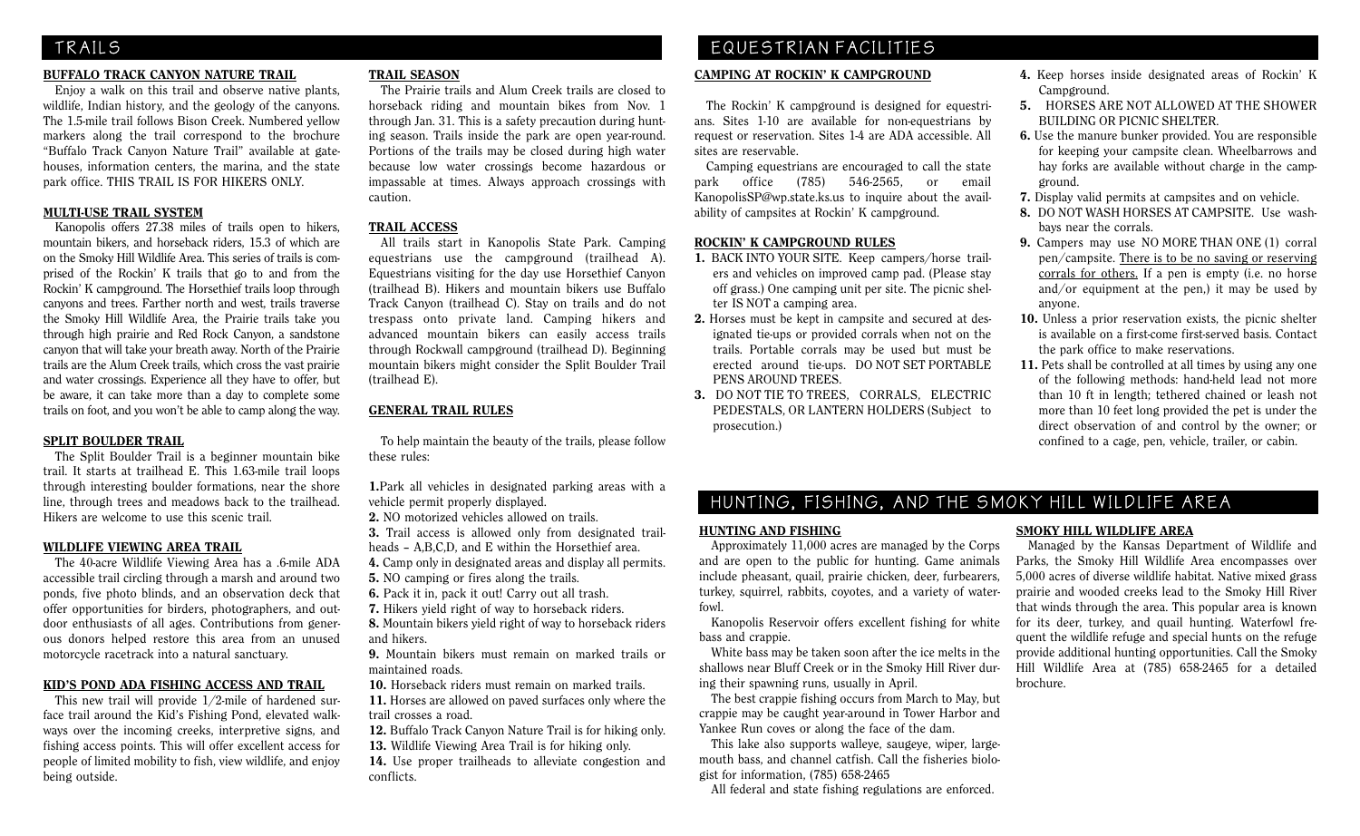# TRAILS

## BUFFALO TRACK CANYON NATURE TRAIL

Enjoy a walk on this trail and observe native plants, wildlife, Indian history, and the geology of the canyons. The 1.5-mile trail follows Bison Creek. Numbered yellow markers along the trail correspond to the brochure "Buffalo Track Canyon Nature Trail" available at gatehouses, information centers, the marina, and the state park office. THIS TRAIL IS FOR HIKERS ONLY.

## MULTI-USE TRAIL SYSTEM

Kanopolis offers 27.38 miles of trails open to hikers, mountain bikers, and horseback riders, 15.3 of which are on the Smoky Hill Wildlife Area. This series of trails is comprised of the Rockin' K trails that go to and from the Rockin' K campground. The Horsethief trails loop through canyons and trees. Farther north and west, trails traverse the Smoky Hill Wildlife Area, the Prairie trails take you through high prairie and Red Rock Canyon, a sandstone canyon that will take your breath away. North of the Prairie trails are the Alum Creek trails, which cross the vast prairie and water crossings. Experience all they have to offer, but be aware, it can take more than a day to complete some trails on foot, and you won't be able to camp along the way.

## SPLIT BOULDER TRAIL

The Split Boulder Trail is a beginner mountain bike trail. It starts at trailhead E. This 1.63-mile trail loops through interesting boulder formations, near the shore line, through trees and meadows back to the trailhead. Hikers are welcome to use this scenic trail.

## WILDLIFE VIEWING AREA TRAIL

The 40-acre Wildlife Viewing Area has a .6-mile ADA accessible trail circling through a marsh and around two ponds, five photo blinds, and an observation deck that offer opportunities for birders, photographers, and outdoor enthusiasts of all ages. Contributions from generous donors helped restore this area from an unused motorcycle racetrack into a natural sanctuary.

## KID'S POND ADA FISHING ACCESS AND TRAIL

This new trail will provide 1/2-mile of hardened surface trail around the Kid's Fishing Pond, elevated walkways over the incoming creeks, interpretive signs, and fishing access points. This will offer excellent access for people of limited mobility to fish, view wildlife, and enjoy being outside.

## TRAIL SEASON

The Prairie trails and Alum Creek trails are closed to horseback riding and mountain bikes from Nov. 1 through Jan. 31. This is a safety precaution during hunting season. Trails inside the park are open year-round. Portions of the trails may be closed during high water because low water crossings become hazardous or impassable at times. Always approach crossings with caution.

## TRAIL ACCESS

All trails start in Kanopolis State Park. Camping equestrians use the campground (trailhead A). Equestrians visiting for the day use Horsethief Canyon (trailhead B). Hikers and mountain bikers use Buffalo Track Canyon (trailhead C). Stay on trails and do not trespass onto private land. Camping hikers and advanced mountain bikers can easily access trails through Rockwall campground (trailhead D). Beginning mountain bikers might consider the Split Boulder Trail (trailhead E).

## GENERAL TRAIL RULES

To help maintain the beauty of the trails, please follow these rules:

**1.** Park all vehicles in designated parking areas with a vehicle permit properly displayed.
**2.** NO motorized vehicles allowed on trails.
**3.** Trail access is allowed only from designated trailheads – A,B,C,D, and E within the Horsethief area.
**4.** Camp only in designated areas and display all permits.
**5.** NO camping or fires along the trails.
**6.** Pack it in, pack it out! Carry out all trash.
**7.** Hikers yield right of way to horseback riders.
**8.** Mountain bikers yield right of way to horseback riders and hikers.
**9.** Mountain bikers must remain on marked trails or maintained roads.
**10.** Horseback riders must remain on marked trails.
**11.** Horses are allowed on paved surfaces only where the trail crosses a road.
**12.** Buffalo Track Canyon Nature Trail is for hiking only.
**13.** Wildlife Viewing Area Trail is for hiking only.
**14.** Use proper trailheads to alleviate congestion and conflicts.

# EQUESTRIAN FACILITIES

## CAMPING AT ROCKIN' K CAMPGROUND

The Rockin' K campground is designed for equestrians. Sites 1-10 are available for non-equestrians by request or reservation. Sites 1-4 are ADA accessible. All sites are reservable.

Camping equestrians are encouraged to call the state park office (785) 546-2565, or email KanopolisSP@wp.state.ks.us to inquire about the availability of campsites at Rockin' K campground.

## ROCKIN' K CAMPGROUND RULES

**1.** BACK INTO YOUR SITE. Keep campers/horse trailers and vehicles on improved camp pad. (Please stay off grass.) One camping unit per site. The picnic shelter IS NOT a camping area.
**2.** Horses must be kept in campsite and secured at designated tie-ups or provided corrals when not on the trails. Portable corrals may be used but must be erected around tie-ups. DO NOT SET PORTABLE PENS AROUND TREES.
**3.** DO NOT TIE TO TREES, CORRALS, ELECTRIC PEDESTALS, OR LANTERN HOLDERS (Subject to prosecution.)
**4.** Keep horses inside designated areas of Rockin' K Campground.
**5.** HORSES ARE NOT ALLOWED AT THE SHOWER BUILDING OR PICNIC SHELTER.
**6.** Use the manure bunker provided. You are responsible for keeping your campsite clean. Wheelbarrows and hay forks are available without charge in the campground.
**7.** Display valid permits at campsites and on vehicle.
**8.** DO NOT WASH HORSES AT CAMPSITE. Use washbays near the corrals.
**9.** Campers may use NO MORE THAN ONE (1) corral pen/campsite. <u>There is to be no saving or reserving corrals for others.</u> If a pen is empty (i.e. no horse and/or equipment at the pen,) it may be used by anyone.
**10.** Unless a prior reservation exists, the picnic shelter is available on a first-come first-served basis. Contact the park office to make reservations.
**11.** Pets shall be controlled at all times by using any one of the following methods: hand-held lead not more than 10 ft in length; tethered chained or leash not more than 10 feet long provided the pet is under the direct observation of and control by the owner; or confined to a cage, pen, vehicle, trailer, or cabin.

# HUNTING, FISHING, AND THE SMOKY HILL WILDLIFE AREA

## HUNTING AND FISHING

Approximately 11,000 acres are managed by the Corps and are open to the public for hunting. Game animals include pheasant, quail, prairie chicken, deer, furbearers, turkey, squirrel, rabbits, coyotes, and a variety of waterfowl.

Kanopolis Reservoir offers excellent fishing for white bass and crappie.

White bass may be taken soon after the ice melts in the shallows near Bluff Creek or in the Smoky Hill River during their spawning runs, usually in April.

The best crappie fishing occurs from March to May, but crappie may be caught year-around in Tower Harbor and Yankee Run coves or along the face of the dam.

This lake also supports walleye, saugeye, wiper, largemouth bass, and channel catfish. Call the fisheries biologist for information, (785) 658-2465

All federal and state fishing regulations are enforced.

## SMOKY HILL WILDLIFE AREA

Managed by the Kansas Department of Wildlife and Parks, the Smoky Hill Wildlife Area encompasses over 5,000 acres of diverse wildlife habitat. Native mixed grass prairie and wooded creeks lead to the Smoky Hill River that winds through the area. This popular area is known for its deer, turkey, and quail hunting. Waterfowl frequent the wildlife refuge and special hunts on the refuge provide additional hunting opportunities. Call the Smoky Hill Wildlife Area at (785) 658-2465 for a detailed brochure.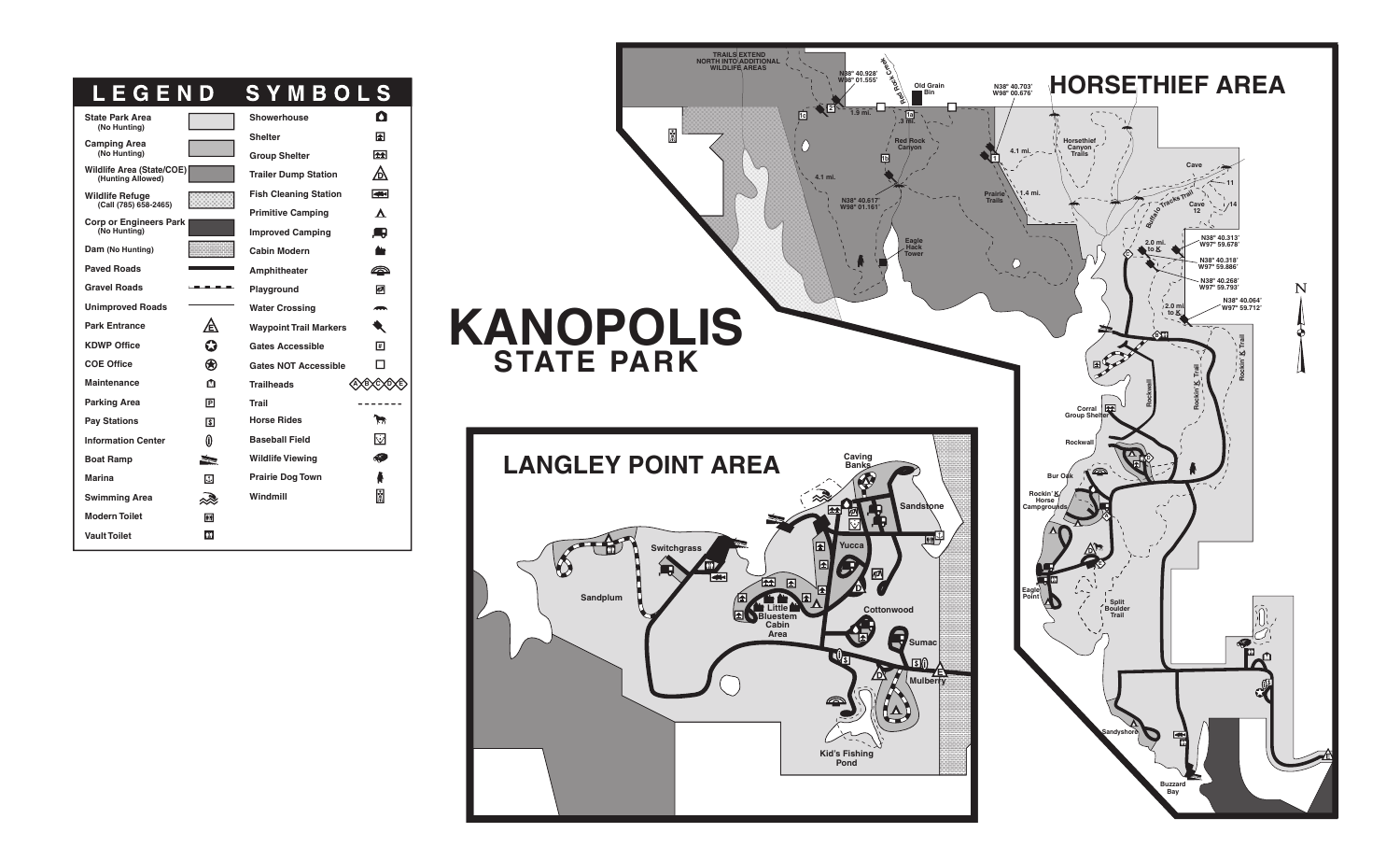# KANOPOLIS STATE PARK

## LEGEND SYMBOLS

| | |
|---|---|
| State Park Area (No Hunting) | Showerhouse |
| Camping Area (No Hunting) | Shelter |
| Wildlife Area (State/COE) (Hunting Allowed) | Group Shelter |
| Wildlife Refuge (Call (785) 658-2465) | Trailer Dump Station |
| Corp or Engineers Park (No Hunting) | Fish Cleaning Station |
| Dam (No Hunting) | Primitive Camping |
| Paved Roads | Improved Camping |
| Gravel Roads | Cabin Modern |
| Unimproved Roads | Amphitheater |
| Park Entrance | Playground |
| KDWP Office | Water Crossing |
| COE Office | Waypoint Trail Markers |
| Maintenance | Gates Accessible |
| Parking Area | Gates NOT Accessible |
| Pay Stations | Trailheads |
| Information Center | Trail |
| Boat Ramp | Horse Rides |
| Marina | Baseball Field |
| Swimming Area | Wildlife Viewing |
| Modern Toilet | Prairie Dog Town |
| Vault Toilet | Windmill |

## HORSETHIEF AREA

TRAILS EXTEND NORTH INTO ADDITIONAL WILDLIFE AREAS

N38° 40.928' W98° 01.555'

Red Rock Creek

Old Grain Bin

N38° 40.703' W98° 00.676'

1.9 mi.

.3 mi.

Red Rock Canyon

4.1 mi.

Horsethief Canyon Trails

Cave

11

Buffalo Tracks Trail

Cave 12

14

4.1 mi.

N38° 40.517' W98° 01.161'

Prairie Trails

1.4 mi.

N38° 40.313' W97° 59.678'

2.0 mi. to K

N38° 40.318' W97° 59.886'

N38° 40.268' W97° 59.793'

N38° 40.064' W97° 59.712'

2.0 mi. to K

Eagle Hack Tower

Corral Group Shelter

Rockwall

Rockin' K Trail

Bur Oak

Rockin' K Horse Campgrounds

Eagle Point

Split Boulder Trail

Sandyshore

Buzzard Bay

## LANGLEY POINT AREA

Caving Banks

Sandstone

Switchgrass

Yucca

Sandplum

Little Bluestem Cabin Area

Cottonwood

Sumac

Mulberry

Kid's Fishing Pond